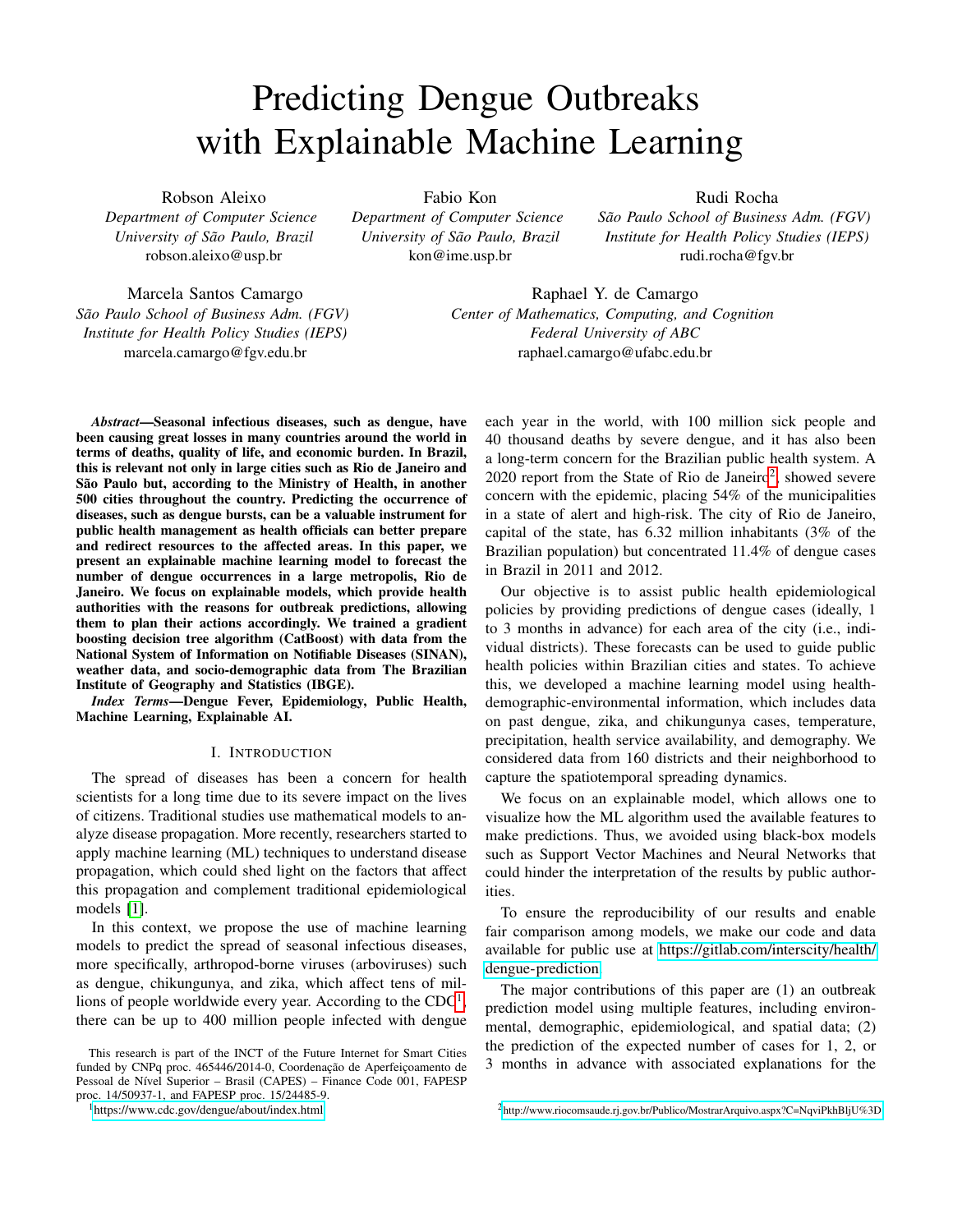# Predicting Dengue Outbreaks with Explainable Machine Learning

Robson Aleixo
*Department of Computer Science*
*University of São Paulo, Brazil*
robson.aleixo@usp.br

Fabio Kon
*Department of Computer Science*
*University of São Paulo, Brazil*
kon@ime.usp.br

Rudi Rocha
*São Paulo School of Business Adm. (FGV)*
*Institute for Health Policy Studies (IEPS)*
rudi.rocha@fgv.br

Marcela Santos Camargo
*São Paulo School of Business Adm. (FGV)*
*Institute for Health Policy Studies (IEPS)*
marcela.camargo@fgv.edu.br

Raphael Y. de Camargo
*Center of Mathematics, Computing, and Cognition*
*Federal University of ABC*
raphael.camargo@ufabc.edu.br

***Abstract*—Seasonal infectious diseases, such as dengue, have been causing great losses in many countries around the world in terms of deaths, quality of life, and economic burden. In Brazil, this is relevant not only in large cities such as Rio de Janeiro and São Paulo but, according to the Ministry of Health, in another 500 cities throughout the country. Predicting the occurrence of diseases, such as dengue bursts, can be a valuable instrument for public health management as health officials can better prepare and redirect resources to the affected areas. In this paper, we present an explainable machine learning model to forecast the number of dengue occurrences in a large metropolis, Rio de Janeiro. We focus on explainable models, which provide health authorities with the reasons for outbreak predictions, allowing them to plan their actions accordingly. We trained a gradient boosting decision tree algorithm (CatBoost) with data from the National System of Information on Notifiable Diseases (SINAN), weather data, and socio-demographic data from The Brazilian Institute of Geography and Statistics (IBGE).**

***Index Terms*—Dengue Fever, Epidemiology, Public Health, Machine Learning, Explainable AI.**

## I. Introduction

The spread of diseases has been a concern for health scientists for a long time due to its severe impact on the lives of citizens. Traditional studies use mathematical models to analyze disease propagation. More recently, researchers started to apply machine learning (ML) techniques to understand disease propagation, which could shed light on the factors that affect this propagation and complement traditional epidemiological models [1].

In this context, we propose the use of machine learning models to predict the spread of seasonal infectious diseases, more specifically, arthropod-borne viruses (arboviruses) such as dengue, chikungunya, and zika, which affect tens of millions of people worldwide every year. According to the CDC[1], there can be up to 400 million people infected with dengue each year in the world, with 100 million sick people and 40 thousand deaths by severe dengue, and it has also been a long-term concern for the Brazilian public health system. A 2020 report from the State of Rio de Janeiro[2], showed severe concern with the epidemic, placing 54% of the municipalities in a state of alert and high-risk. The city of Rio de Janeiro, capital of the state, has 6.32 million inhabitants (3% of the Brazilian population) but concentrated 11.4% of dengue cases in Brazil in 2011 and 2012.

Our objective is to assist public health epidemiological policies by providing predictions of dengue cases (ideally, 1 to 3 months in advance) for each area of the city (i.e., individual districts). These forecasts can be used to guide public health policies within Brazilian cities and states. To achieve this, we developed a machine learning model using health-demographic-environmental information, which includes data on past dengue, zika, and chikungunya cases, temperature, precipitation, health service availability, and demography. We considered data from 160 districts and their neighborhood to capture the spatiotemporal spreading dynamics.

We focus on an explainable model, which allows one to visualize how the ML algorithm used the available features to make predictions. Thus, we avoided using black-box models such as Support Vector Machines and Neural Networks that could hinder the interpretation of the results by public authorities.

To ensure the reproducibility of our results and enable fair comparison among models, we make our code and data available for public use at https://gitlab.com/interscity/health/dengue-prediction.

The major contributions of this paper are (1) an outbreak prediction model using multiple features, including environmental, demographic, epidemiological, and spatial data; (2) the prediction of the expected number of cases for 1, 2, or 3 months in advance with associated explanations for the

This research is part of the INCT of the Future Internet for Smart Cities funded by CNPq proc. 465446/2014-0, Coordenação de Aperfeiçoamento de Pessoal de Nível Superior – Brasil (CAPES) – Finance Code 001, FAPESP proc. 14/50937-1, and FAPESP proc. 15/24485-9.

[1] https://www.cdc.gov/dengue/about/index.html

[2] http://www.riocomsaude.rj.gov.br/Publico/MostrarArquivo.aspx?C=NqviPkhBljU%3D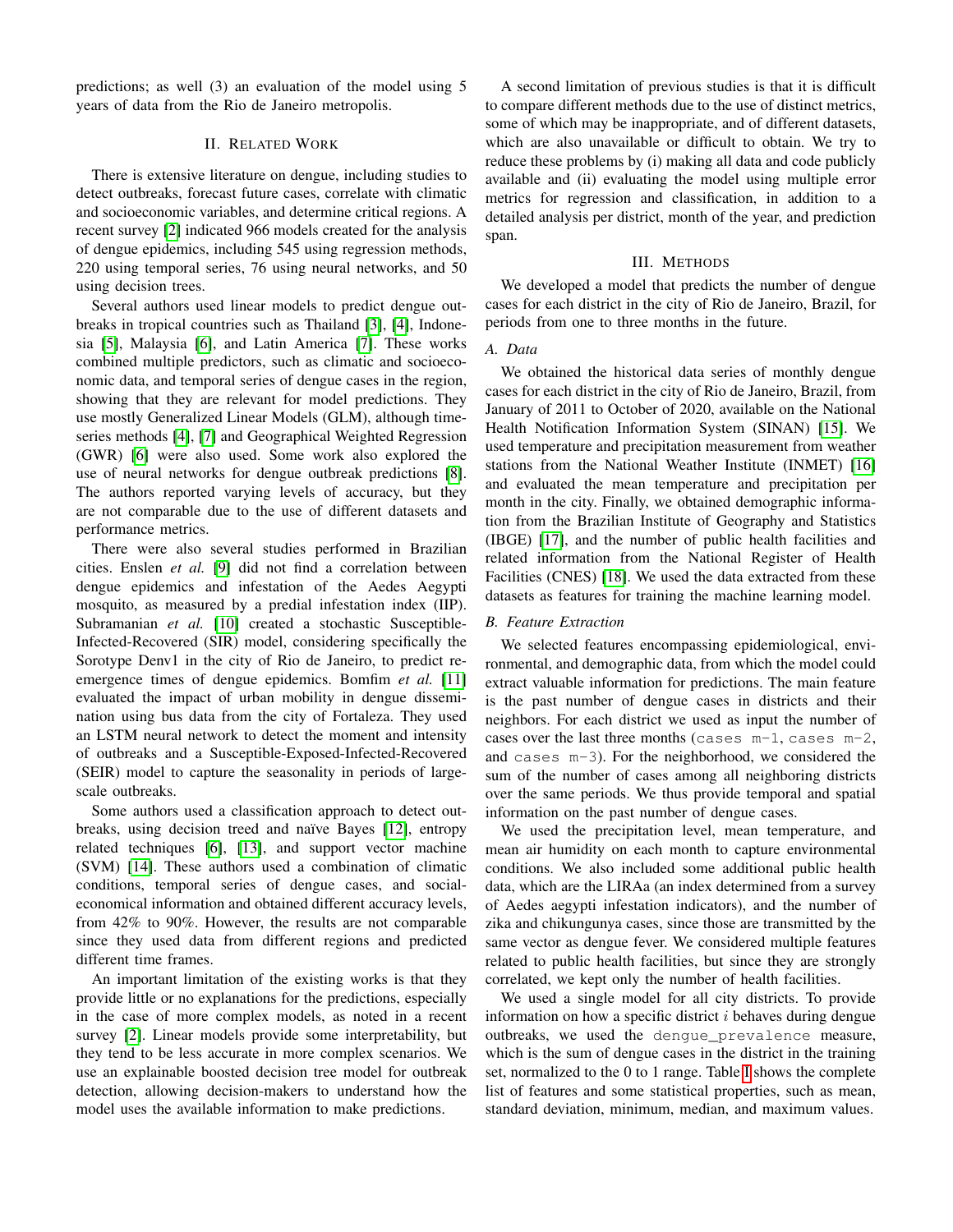predictions; as well (3) an evaluation of the model using 5 years of data from the Rio de Janeiro metropolis.

## II. Related Work

There is extensive literature on dengue, including studies to detect outbreaks, forecast future cases, correlate with climatic and socioeconomic variables, and determine critical regions. A recent survey [2] indicated 966 models created for the analysis of dengue epidemics, including 545 using regression methods, 220 using temporal series, 76 using neural networks, and 50 using decision trees.

Several authors used linear models to predict dengue outbreaks in tropical countries such as Thailand [3], [4], Indonesia [5], Malaysia [6], and Latin America [7]. These works combined multiple predictors, such as climatic and socioeconomic data, and temporal series of dengue cases in the region, showing that they are relevant for model predictions. They use mostly Generalized Linear Models (GLM), although time-series methods [4], [7] and Geographical Weighted Regression (GWR) [6] were also used. Some work also explored the use of neural networks for dengue outbreak predictions [8]. The authors reported varying levels of accuracy, but they are not comparable due to the use of different datasets and performance metrics.

There were also several studies performed in Brazilian cities. Enslen *et al.* [9] did not find a correlation between dengue epidemics and infestation of the Aedes Aegypti mosquito, as measured by a predial infestation index (IIP). Subramanian *et al.* [10] created a stochastic Susceptible-Infected-Recovered (SIR) model, considering specifically the Sorotype Denv1 in the city of Rio de Janeiro, to predict re-emergence times of dengue epidemics. Bomfim *et al.* [11] evaluated the impact of urban mobility in dengue dissemination using bus data from the city of Fortaleza. They used an LSTM neural network to detect the moment and intensity of outbreaks and a Susceptible-Exposed-Infected-Recovered (SEIR) model to capture the seasonality in periods of large-scale outbreaks.

Some authors used a classification approach to detect outbreaks, using decision treed and naïve Bayes [12], entropy related techniques [6], [13], and support vector machine (SVM) [14]. These authors used a combination of climatic conditions, temporal series of dengue cases, and social-economical information and obtained different accuracy levels, from 42% to 90%. However, the results are not comparable since they used data from different regions and predicted different time frames.

An important limitation of the existing works is that they provide little or no explanations for the predictions, especially in the case of more complex models, as noted in a recent survey [2]. Linear models provide some interpretability, but they tend to be less accurate in more complex scenarios. We use an explainable boosted decision tree model for outbreak detection, allowing decision-makers to understand how the model uses the available information to make predictions.

A second limitation of previous studies is that it is difficult to compare different methods due to the use of distinct metrics, some of which may be inappropriate, and of different datasets, which are also unavailable or difficult to obtain. We try to reduce these problems by (i) making all data and code publicly available and (ii) evaluating the model using multiple error metrics for regression and classification, in addition to a detailed analysis per district, month of the year, and prediction span.

## III. Methods

We developed a model that predicts the number of dengue cases for each district in the city of Rio de Janeiro, Brazil, for periods from one to three months in the future.

### A. Data

We obtained the historical data series of monthly dengue cases for each district in the city of Rio de Janeiro, Brazil, from January of 2011 to October of 2020, available on the National Health Notification Information System (SINAN) [15]. We used temperature and precipitation measurement from weather stations from the National Weather Institute (INMET) [16] and evaluated the mean temperature and precipitation per month in the city. Finally, we obtained demographic information from the Brazilian Institute of Geography and Statistics (IBGE) [17], and the number of public health facilities and related information from the National Register of Health Facilities (CNES) [18]. We used the data extracted from these datasets as features for training the machine learning model.

### B. Feature Extraction

We selected features encompassing epidemiological, environmental, and demographic data, from which the model could extract valuable information for predictions. The main feature is the past number of dengue cases in districts and their neighbors. For each district we used as input the number of cases over the last three months (`cases m-1`, `cases m-2`, and `cases m-3`). For the neighborhood, we considered the sum of the number of cases among all neighboring districts over the same periods. We thus provide temporal and spatial information on the past number of dengue cases.

We used the precipitation level, mean temperature, and mean air humidity on each month to capture environmental conditions. We also included some additional public health data, which are the LIRAa (an index determined from a survey of Aedes aegypti infestation indicators), and the number of zika and chikungunya cases, since those are transmitted by the same vector as dengue fever. We considered multiple features related to public health facilities, but since they are strongly correlated, we kept only the number of health facilities.

We used a single model for all city districts. To provide information on how a specific district $i$ behaves during dengue outbreaks, we used the `dengue_prevalence` measure, which is the sum of dengue cases in the district in the training set, normalized to the 0 to 1 range. Table I shows the complete list of features and some statistical properties, such as mean, standard deviation, minimum, median, and maximum values.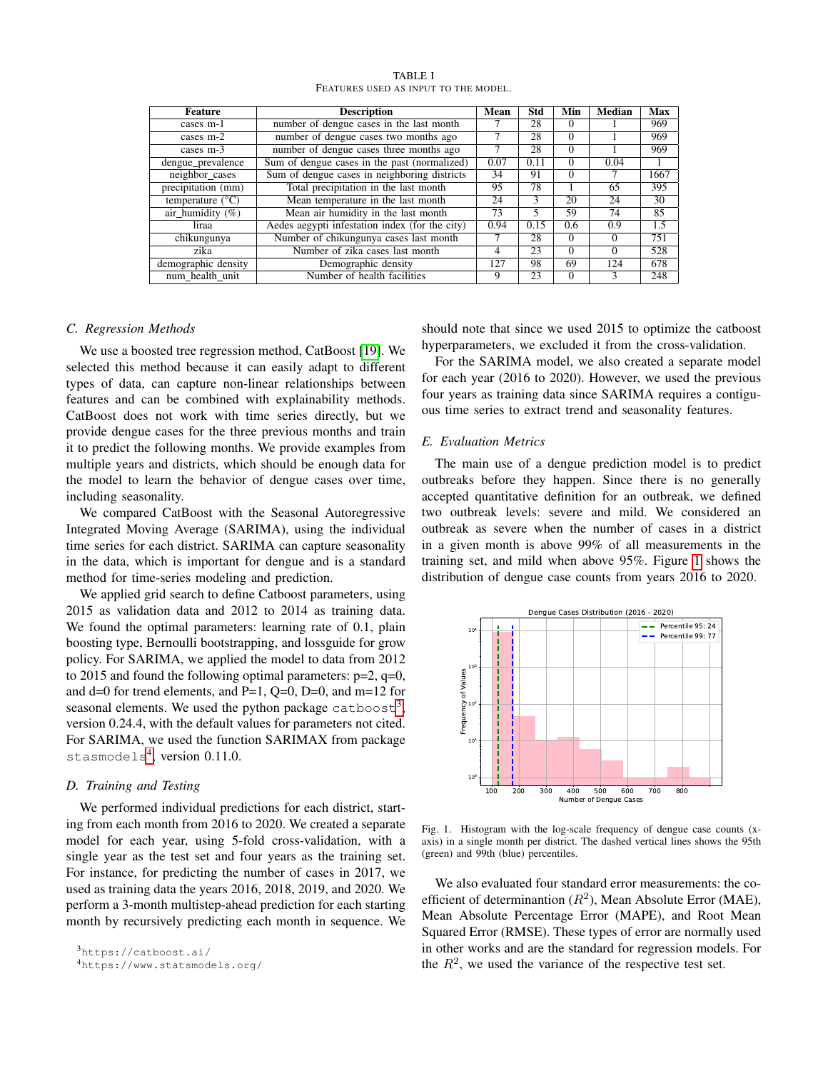TABLE I
FEATURES USED AS INPUT TO THE MODEL.

| Feature | Description | Mean | Std | Min | Median | Max |
|---|---|---|---|---|---|---|
| cases m-1 | number of dengue cases in the last month | 7 | 28 | 0 | 1 | 969 |
| cases m-2 | number of dengue cases two months ago | 7 | 28 | 0 | 1 | 969 |
| cases m-3 | number of dengue cases three months ago | 7 | 28 | 0 | 1 | 969 |
| dengue_prevalence | Sum of dengue cases in the past (normalized) | 0.07 | 0.11 | 0 | 0.04 | 1 |
| neighbor_cases | Sum of dengue cases in neighboring districts | 34 | 91 | 0 | 7 | 1667 |
| precipitation (mm) | Total precipitation in the last month | 95 | 78 | 1 | 65 | 395 |
| temperature (°C) | Mean temperature in the last month | 24 | 3 | 20 | 24 | 30 |
| air_humidity (%) | Mean air humidity in the last month | 73 | 5 | 59 | 74 | 85 |
| liraa | Aedes aegypti infestation index (for the city) | 0.94 | 0.15 | 0.6 | 0.9 | 1.5 |
| chikungunya | Number of chikungunya cases last month | 7 | 28 | 0 | 0 | 751 |
| zika | Number of zika cases last month | 4 | 23 | 0 | 0 | 528 |
| demographic density | Demographic density | 127 | 98 | 69 | 124 | 678 |
| num_health_unit | Number of health facilities | 9 | 23 | 0 | 3 | 248 |

### C. Regression Methods

We use a boosted tree regression method, CatBoost [19]. We selected this method because it can easily adapt to different types of data, can capture non-linear relationships between features and can be combined with explainability methods. CatBoost does not work with time series directly, but we provide dengue cases for the three previous months and train it to predict the following months. We provide examples from multiple years and districts, which should be enough data for the model to learn the behavior of dengue cases over time, including seasonality.

We compared CatBoost with the Seasonal Autoregressive Integrated Moving Average (SARIMA), using the individual time series for each district. SARIMA can capture seasonality in the data, which is important for dengue and is a standard method for time-series modeling and prediction.

We applied grid search to define Catboost parameters, using 2015 as validation data and 2012 to 2014 as training data. We found the optimal parameters: learning rate of 0.1, plain boosting type, Bernoulli bootstrapping, and lossguide for grow policy. For SARIMA, we applied the model to data from 2012 to 2015 and found the following optimal parameters: p=2, q=0, and d=0 for trend elements, and P=1, Q=0, D=0, and m=12 for seasonal elements. We used the python package `catboost`[3], version 0.24.4, with the default values for parameters not cited. For SARIMA, we used the function SARIMAX from package `stasmodels`[4], version 0.11.0.

### D. Training and Testing

We performed individual predictions for each district, starting from each month from 2016 to 2020. We created a separate model for each year, using 5-fold cross-validation, with a single year as the test set and four years as the training set. For instance, for predicting the number of cases in 2017, we used as training data the years 2016, 2018, 2019, and 2020. We perform a 3-month multistep-ahead prediction for each starting month by recursively predicting each month in sequence. We should note that since we used 2015 to optimize the catboost hyperparameters, we excluded it from the cross-validation.

For the SARIMA model, we also created a separate model for each year (2016 to 2020). However, we used the previous four years as training data since SARIMA requires a contiguous time series to extract trend and seasonality features.

[3]https://catboost.ai/

[4]https://www.statsmodels.org/

### E. Evaluation Metrics

The main use of a dengue prediction model is to predict outbreaks before they happen. Since there is no generally accepted quantitative definition for an outbreak, we defined two outbreak levels: severe and mild. We considered an outbreak as severe when the number of cases in a district in a given month is above 99% of all measurements in the training set, and mild when above 95%. Figure 1 shows the distribution of dengue case counts from years 2016 to 2020.

Fig. 1. Histogram with the log-scale frequency of dengue case counts (x-axis) in a single month per district. The dashed vertical lines shows the 95th (green) and 99th (blue) percentiles.

We also evaluated four standard error measurements: the coefficient of determinantion ($R^2$), Mean Absolute Error (MAE), Mean Absolute Percentage Error (MAPE), and Root Mean Squared Error (RMSE). These types of error are normally used in other works and are the standard for regression models. For the $R^2$, we used the variance of the respective test set.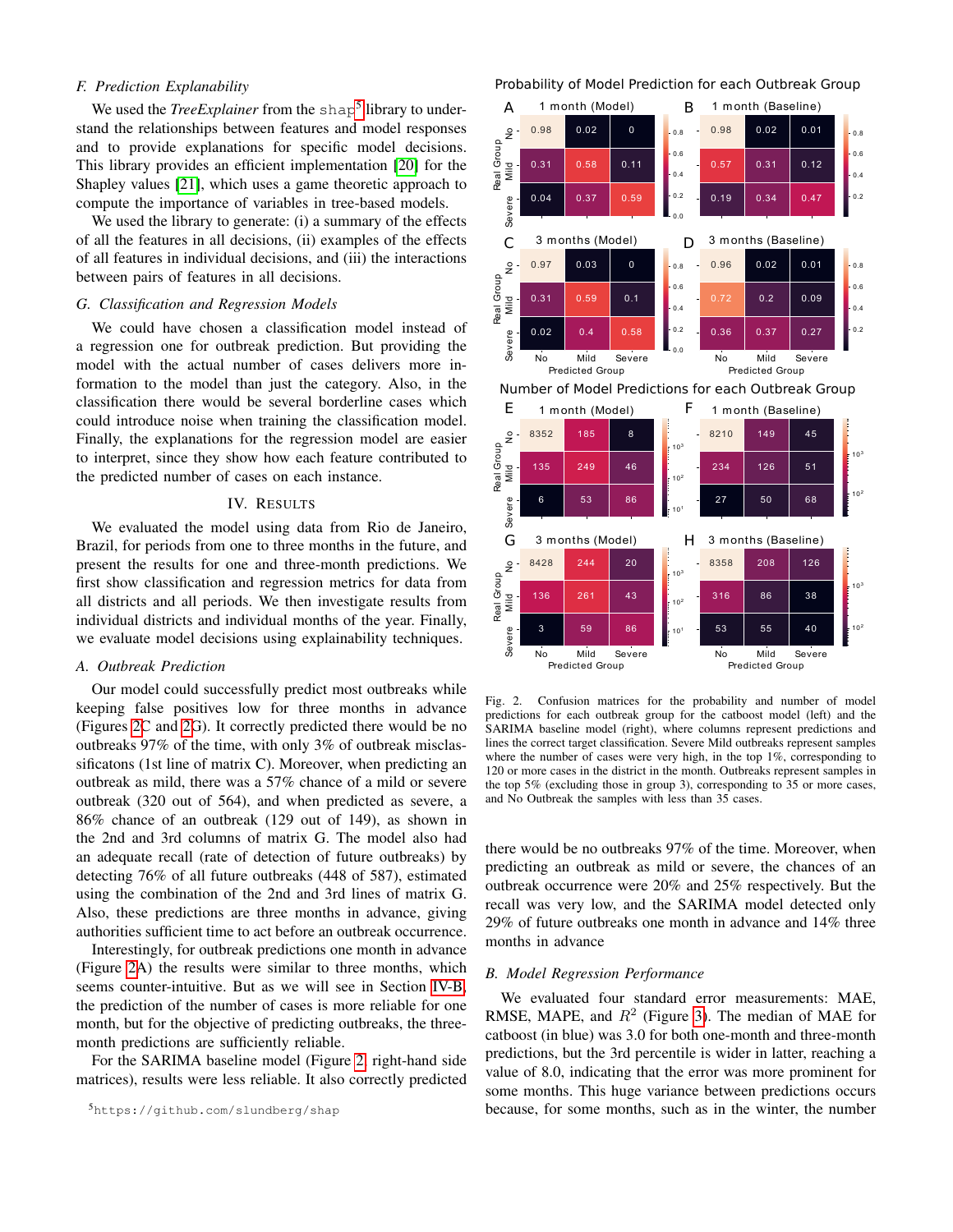### F. Prediction Explanability

We used the *TreeExplainer* from the shap[5] library to understand the relationships between features and model responses and to provide explanations for specific model decisions. This library provides an efficient implementation [20] for the Shapley values [21], which uses a game theoretic approach to compute the importance of variables in tree-based models.

We used the library to generate: (i) a summary of the effects of all the features in all decisions, (ii) examples of the effects of all features in individual decisions, and (iii) the interactions between pairs of features in all decisions.

### G. Classification and Regression Models

We could have chosen a classification model instead of a regression one for outbreak prediction. But providing the model with the actual number of cases delivers more information to the model than just the category. Also, in the classification there would be several borderline cases which could introduce noise when training the classification model. Finally, the explanations for the regression model are easier to interpret, since they show how each feature contributed to the predicted number of cases on each instance.

## IV. Results

We evaluated the model using data from Rio de Janeiro, Brazil, for periods from one to three months in the future, and present the results for one and three-month predictions. We first show classification and regression metrics for data from all districts and all periods. We then investigate results from individual districts and individual months of the year. Finally, we evaluate model decisions using explainability techniques.

### A. Outbreak Prediction

Our model could successfully predict most outbreaks while keeping false positives low for three months in advance (Figures 2C and 2G). It correctly predicted there would be no outbreaks 97% of the time, with only 3% of outbreak misclassificatons (1st line of matrix C). Moreover, when predicting an outbreak as mild, there was a 57% chance of a mild or severe outbreak (320 out of 564), and when predicted as severe, a 86% chance of an outbreak (129 out of 149), as shown in the 2nd and 3rd columns of matrix G. The model also had an adequate recall (rate of detection of future outbreaks) by detecting 76% of all future outbreaks (448 of 587), estimated using the combination of the 2nd and 3rd lines of matrix G. Also, these predictions are three months in advance, giving authorities sufficient time to act before an outbreak occurrence.

Interestingly, for outbreak predictions one month in advance (Figure 2A) the results were similar to three months, which seems counter-intuitive. But as we will see in Section IV-B, the prediction of the number of cases is more reliable for one month, but for the objective of predicting outbreaks, the three-month predictions are sufficiently reliable.

For the SARIMA baseline model (Figure 2, right-hand side matrices), results were less reliable. It also correctly predicted there would be no outbreaks 97% of the time. Moreover, when predicting an outbreak as mild or severe, the chances of an outbreak occurrence were 20% and 25% respectively. But the recall was very low, and the SARIMA model detected only 29% of future outbreaks one month in advance and 14% three months in advance

Probability of Model Prediction for each Outbreak Group

A — 1 month (Model)

| Real Group \ Predicted Group | No | Mild | Severe |
|---|---|---|---|
| No | 0.98 | 0.02 | 0 |
| Mild | 0.31 | 0.58 | 0.11 |
| Severe | 0.04 | 0.37 | 0.59 |

B — 1 month (Baseline)

| Real Group \ Predicted Group | No | Mild | Severe |
|---|---|---|---|
| No | 0.98 | 0.02 | 0.01 |
| Mild | 0.57 | 0.31 | 0.12 |
| Severe | 0.19 | 0.34 | 0.47 |

C — 3 months (Model)

| Real Group \ Predicted Group | No | Mild | Severe |
|---|---|---|---|
| No | 0.97 | 0.03 | 0 |
| Mild | 0.31 | 0.59 | 0.1 |
| Severe | 0.02 | 0.4 | 0.58 |

D — 3 months (Baseline)

| Real Group \ Predicted Group | No | Mild | Severe |
|---|---|---|---|
| No | 0.96 | 0.02 | 0.01 |
| Mild | 0.72 | 0.2 | 0.09 |
| Severe | 0.36 | 0.37 | 0.27 |

Number of Model Predictions for each Outbreak Group

E — 1 month (Model)

| Real Group \ Predicted Group | No | Mild | Severe |
|---|---|---|---|
| No | 8352 | 185 | 8 |
| Mild | 135 | 249 | 46 |
| Severe | 6 | 53 | 86 |

F — 1 month (Baseline)

| Real Group \ Predicted Group | No | Mild | Severe |
|---|---|---|---|
| No | 8210 | 149 | 45 |
| Mild | 234 | 126 | 51 |
| Severe | 27 | 50 | 68 |

G — 3 months (Model)

| Real Group \ Predicted Group | No | Mild | Severe |
|---|---|---|---|
| No | 8428 | 244 | 20 |
| Mild | 136 | 261 | 43 |
| Severe | 3 | 59 | 86 |

H — 3 months (Baseline)

| Real Group \ Predicted Group | No | Mild | Severe |
|---|---|---|---|
| No | 8358 | 208 | 126 |
| Mild | 316 | 86 | 38 |
| Severe | 53 | 55 | 40 |

Fig. 2. Confusion matrices for the probability and number of model predictions for each outbreak group for the catboost model (left) and the SARIMA baseline model (right), where columns represent predictions and lines the correct target classification. Severe Mild outbreaks represent samples where the number of cases were very high, in the top 1%, corresponding to 120 or more cases in the district in the month. Outbreaks represent samples in the top 5% (excluding those in group 3), corresponding to 35 or more cases, and No Outbreak the samples with less than 35 cases.

### B. Model Regression Performance

We evaluated four standard error measurements: MAE, RMSE, MAPE, and $R^2$ (Figure 3). The median of MAE for catboost (in blue) was 3.0 for both one-month and three-month predictions, but the 3rd percentile is wider in latter, reaching a value of 8.0, indicating that the error was more prominent for some months. This huge variance between predictions occurs because, for some months, such as in the winter, the number

[5] https://github.com/slundberg/shap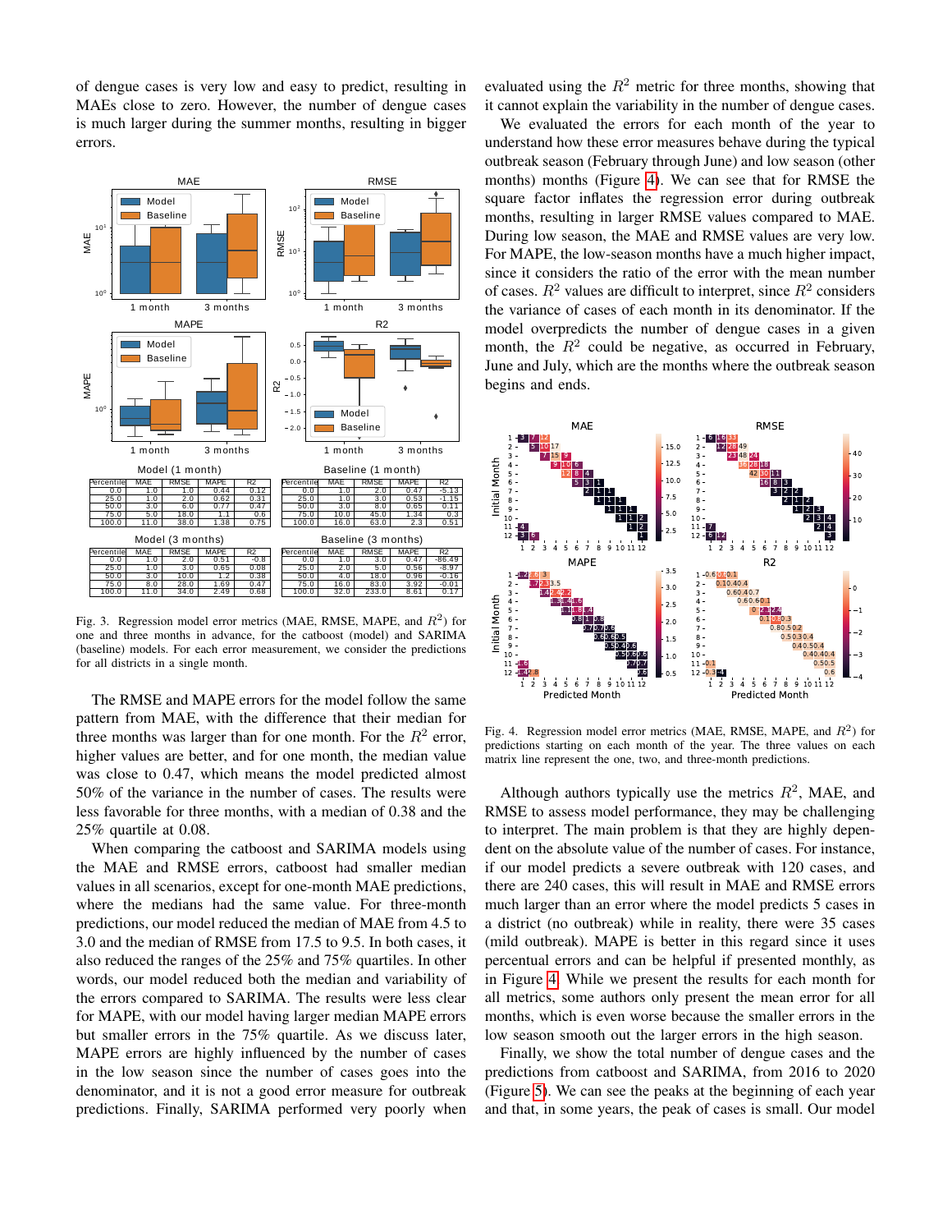of dengue cases is very low and easy to predict, resulting in MAEs close to zero. However, the number of dengue cases is much larger during the summer months, resulting in bigger errors.

Model (1 month)

| Percentile | MAE | RMSE | MAPE | R2 |
|---|---|---|---|---|
| 0.0 | 1.0 | 1.0 | 0.44 | 0.12 |
| 25.0 | 1.0 | 2.0 | 0.62 | 0.31 |
| 50.0 | 3.0 | 6.0 | 0.77 | 0.47 |
| 75.0 | 5.0 | 18.0 | 1.1 | 0.6 |
| 100.0 | 11.0 | 38.0 | 1.38 | 0.75 |

Baseline (1 month)

| Percentile | MAE | RMSE | MAPE | R2 |
|---|---|---|---|---|
| 0.0 | 1.0 | 2.0 | 0.47 | -5.13 |
| 25.0 | 1.0 | 3.0 | 0.53 | -1.15 |
| 50.0 | 3.0 | 8.0 | 0.65 | 0.11 |
| 75.0 | 10.0 | 45.0 | 1.34 | 0.3 |
| 100.0 | 16.0 | 63.0 | 2.3 | 0.51 |

Model (3 months)

| Percentile | MAE | RMSE | MAPE | R2 |
|---|---|---|---|---|
| 0.0 | 1.0 | 2.0 | 0.51 | -0.8 |
| 25.0 | 1.0 | 3.0 | 0.65 | 0.08 |
| 50.0 | 3.0 | 10.0 | 1.2 | 0.38 |
| 75.0 | 8.0 | 28.0 | 1.69 | 0.47 |
| 100.0 | 11.0 | 34.0 | 2.49 | 0.68 |

Baseline (3 months)

| Percentile | MAE | RMSE | MAPE | R2 |
|---|---|---|---|---|
| 0.0 | 1.0 | 3.0 | 0.47 | -86.49 |
| 25.0 | 2.0 | 5.0 | 0.56 | -8.97 |
| 50.0 | 4.0 | 18.0 | 0.96 | -0.16 |
| 75.0 | 16.0 | 83.0 | 3.92 | -0.01 |
| 100.0 | 32.0 | 233.0 | 8.61 | 0.17 |

Fig. 3. Regression model error metrics (MAE, RMSE, MAPE, and $R^2$) for one and three months in advance, for the catboost (model) and SARIMA (baseline) models. For each error measurement, we consider the predictions for all districts in a single month.

The RMSE and MAPE errors for the model follow the same pattern from MAE, with the difference that their median for three months was larger than for one month. For the $R^2$ error, higher values are better, and for one month, the median value was close to 0.47, which means the model predicted almost 50% of the variance in the number of cases. The results were less favorable for three months, with a median of 0.38 and the 25% quartile at 0.08.

When comparing the catboost and SARIMA models using the MAE and RMSE errors, catboost had smaller median values in all scenarios, except for one-month MAE predictions, where the medians had the same value. For three-month predictions, our model reduced the median of MAE from 4.5 to 3.0 and the median of RMSE from 17.5 to 9.5. In both cases, it also reduced the ranges of the 25% and 75% quartiles. In other words, our model reduced both the median and variability of the errors compared to SARIMA. The results were less clear for MAPE, with our model having larger median MAPE errors but smaller errors in the 75% quartile. As we discuss later, MAPE errors are highly influenced by the number of cases in the low season since the number of cases goes into the denominator, and it is not a good error measure for outbreak predictions. Finally, SARIMA performed very poorly when evaluated using the $R^2$ metric for three months, showing that it cannot explain the variability in the number of dengue cases.

We evaluated the errors for each month of the year to understand how these error measures behave during the typical outbreak season (February through June) and low season (other months) months (Figure 4). We can see that for RMSE the square factor inflates the regression error during outbreak months, resulting in larger RMSE values compared to MAE. During low season, the MAE and RMSE values are very low. For MAPE, the low-season months have a much higher impact, since it considers the ratio of the error with the mean number of cases. $R^2$ values are difficult to interpret, since $R^2$ considers the variance of cases of each month in its denominator. If the model overpredicts the number of dengue cases in a given month, the $R^2$ could be negative, as occurred in February, June and July, which are the months where the outbreak season begins and ends.

Fig. 4. Regression model error metrics (MAE, RMSE, MAPE, and $R^2$) for predictions starting on each month of the year. The three values on each matrix line represent the one, two, and three-month predictions.

Although authors typically use the metrics $R^2$, MAE, and RMSE to assess model performance, they may be challenging to interpret. The main problem is that they are highly dependent on the absolute value of the number of cases. For instance, if our model predicts a severe outbreak with 120 cases, and there are 240 cases, this will result in MAE and RMSE errors much larger than an error where the model predicts 5 cases in a district (no outbreak) while in reality, there were 35 cases (mild outbreak). MAPE is better in this regard since it uses percentual errors and can be helpful if presented monthly, as in Figure 4. While we present the results for each month for all metrics, some authors only present the mean error for all months, which is even worse because the smaller errors in the low season smooth out the larger errors in the high season.

Finally, we show the total number of dengue cases and the predictions from catboost and SARIMA, from 2016 to 2020 (Figure 5). We can see the peaks at the beginning of each year and that, in some years, the peak of cases is small. Our model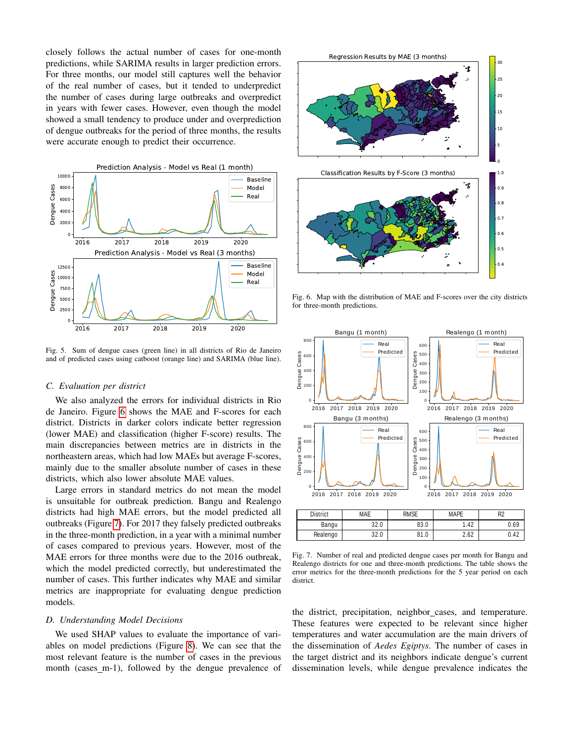closely follows the actual number of cases for one-month predictions, while SARIMA results in larger prediction errors. For three months, our model still captures well the behavior of the real number of cases, but it tended to underpredict the number of cases during large outbreaks and overpredict in years with fewer cases. However, even though the model showed a small tendency to produce under and overprediction of dengue outbreaks for the period of three months, the results were accurate enough to predict their occurrence.

Fig. 5. Sum of dengue cases (green line) in all districts of Rio de Janeiro and of predicted cases using catboost (orange line) and SARIMA (blue line).

### C. Evaluation per district

We also analyzed the errors for individual districts in Rio de Janeiro. Figure 6 shows the MAE and F-scores for each district. Districts in darker colors indicate better regression (lower MAE) and classification (higher F-score) results. The main discrepancies between metrics are in districts in the northeastern areas, which had low MAEs but average F-scores, mainly due to the smaller absolute number of cases in these districts, which also lower absolute MAE values.

Large errors in standard metrics do not mean the model is unsuitable for outbreak prediction. Bangu and Realengo districts had high MAE errors, but the model predicted all outbreaks (Figure 7). For 2017 they falsely predicted outbreaks in the three-month prediction, in a year with a minimal number of cases compared to previous years. However, most of the MAE errors for three months were due to the 2016 outbreak, which the model predicted correctly, but underestimated the number of cases. This further indicates why MAE and similar metrics are inappropriate for evaluating dengue prediction models.

### D. Understanding Model Decisions

We used SHAP values to evaluate the importance of variables on model predictions (Figure 8). We can see that the most relevant feature is the number of cases in the previous month (cases_m-1), followed by the dengue prevalence of the district, precipitation, neighbor_cases, and temperature. These features were expected to be relevant since higher temperatures and water accumulation are the main drivers of the dissemination of *Aedes Egiptys*. The number of cases in the target district and its neighbors indicate dengue's current dissemination levels, while dengue prevalence indicates the

Fig. 6. Map with the distribution of MAE and F-scores over the city districts for three-month predictions.

| District | MAE | RMSE | MAPE | R2 |
|---|---|---|---|---|
| Bangu | 32.0 | 83.0 | 1.42 | 0.69 |
| Realengo | 32.0 | 81.0 | 2.62 | 0.42 |

Fig. 7. Number of real and predicted dengue cases per month for Bangu and Realengo districts for one and three-month predictions. The table shows the error metrics for the three-month predictions for the 5 year period on each district.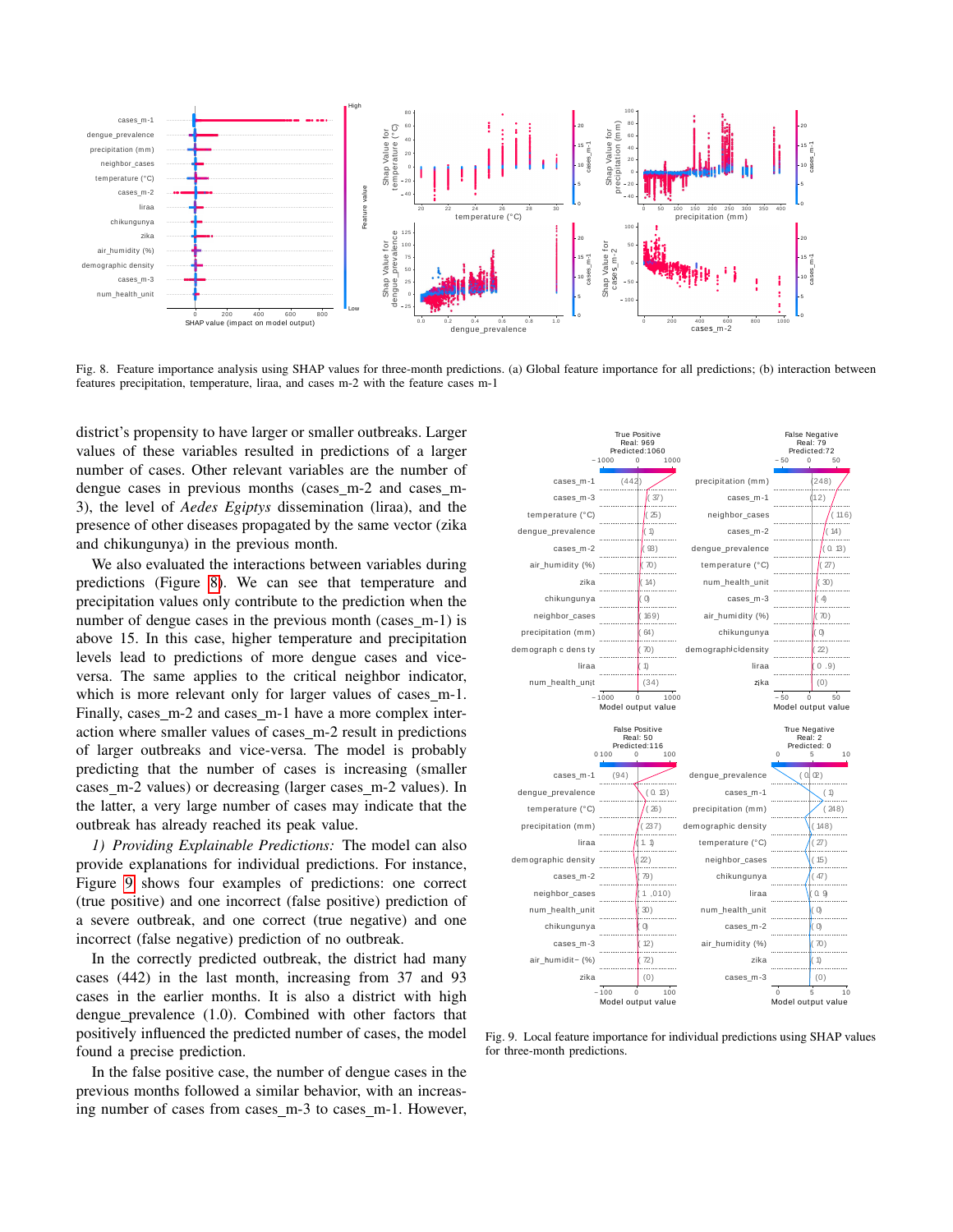Fig. 8. Feature importance analysis using SHAP values for three-month predictions. (a) Global feature importance for all predictions; (b) interaction between features precipitation, temperature, liraa, and cases m-2 with the feature cases m-1

district's propensity to have larger or smaller outbreaks. Larger values of these variables resulted in predictions of a larger number of cases. Other relevant variables are the number of dengue cases in previous months (cases_m-2 and cases_m-3), the level of *Aedes Egiptys* dissemination (liraa), and the presence of other diseases propagated by the same vector (zika and chikungunya) in the previous month.

We also evaluated the interactions between variables during predictions (Figure 8). We can see that temperature and precipitation values only contribute to the prediction when the number of dengue cases in the previous month (cases_m-1) is above 15. In this case, higher temperature and precipitation levels lead to predictions of more dengue cases and vice-versa. The same applies to the critical neighbor indicator, which is more relevant only for larger values of cases_m-1. Finally, cases_m-2 and cases_m-1 have a more complex interaction where smaller values of cases_m-2 result in predictions of larger outbreaks and vice-versa. The model is probably predicting that the number of cases is increasing (smaller cases_m-2 values) or decreasing (larger cases_m-2 values). In the latter, a very large number of cases may indicate that the outbreak has already reached its peak value.

*1) Providing Explainable Predictions:* The model can also provide explanations for individual predictions. For instance, Figure 9 shows four examples of predictions: one correct (true positive) and one incorrect (false positive) prediction of a severe outbreak, and one correct (true negative) and one incorrect (false negative) prediction of no outbreak.

In the correctly predicted outbreak, the district had many cases (442) in the last month, increasing from 37 and 93 cases in the earlier months. It is also a district with high dengue_prevalence (1.0). Combined with other factors that positively influenced the predicted number of cases, the model found a precise prediction.

In the false positive case, the number of dengue cases in the previous months followed a similar behavior, with an increasing number of cases from cases_m-3 to cases_m-1. However,

Fig. 9. Local feature importance for individual predictions using SHAP values for three-month predictions.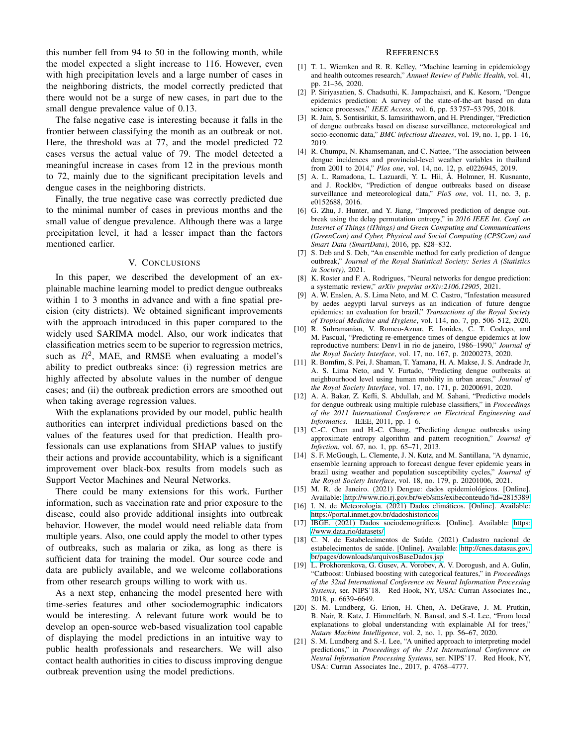this number fell from 94 to 50 in the following month, while the model expected a slight increase to 116. However, even with high precipitation levels and a large number of cases in the neighboring districts, the model correctly predicted that there would not be a surge of new cases, in part due to the small dengue prevalence value of 0.13.

The false negative case is interesting because it falls in the frontier between classifying the month as an outbreak or not. Here, the threshold was at 77, and the model predicted 72 cases versus the actual value of 79. The model detected a meaningful increase in cases from 12 in the previous month to 72, mainly due to the significant precipitation levels and dengue cases in the neighboring districts.

Finally, the true negative case was correctly predicted due to the minimal number of cases in previous months and the small value of dengue prevalence. Although there was a large precipitation level, it had a lesser impact than the factors mentioned earlier.

## V. Conclusions

In this paper, we described the development of an explainable machine learning model to predict dengue outbreaks within 1 to 3 months in advance and with a fine spatial precision (city districts). We obtained significant improvements with the approach introduced in this paper compared to the widely used SARIMA model. Also, our work indicates that classification metrics seem to be superior to regression metrics, such as $R^2$, MAE, and RMSE when evaluating a model's ability to predict outbreaks since: (i) regression metrics are highly affected by absolute values in the number of dengue cases; and (ii) the outbreak prediction errors are smoothed out when taking average regression values.

With the explanations provided by our model, public health authorities can interpret individual predictions based on the values of the features used for that prediction. Health professionals can use explanations from SHAP values to justify their actions and provide accountability, which is a significant improvement over black-box results from models such as Support Vector Machines and Neural Networks.

There could be many extensions for this work. Further information, such as vaccination rate and prior exposure to the disease, could also provide additional insights into outbreak behavior. However, the model would need reliable data from multiple years. Also, one could apply the model to other types of outbreaks, such as malaria or zika, as long as there is sufficient data for training the model. Our source code and data are publicly available, and we welcome collaborations from other research groups willing to work with us.

As a next step, enhancing the model presented here with time-series features and other sociodemographic indicators would be interesting. A relevant future work would be to develop an open-source web-based visualization tool capable of displaying the model predictions in an intuitive way to public health professionals and researchers. We will also contact health authorities in cities to discuss improving dengue outbreak prevention using the model predictions.

## References

[1] T. L. Wiemken and R. R. Kelley, "Machine learning in epidemiology and health outcomes research," *Annual Review of Public Health*, vol. 41, pp. 21–36, 2020.

[2] P. Siriyasatien, S. Chadsuthi, K. Jampachaisri, and K. Kesorn, "Dengue epidemics prediction: A survey of the state-of-the-art based on data science processes," *IEEE Access*, vol. 6, pp. 53 757–53 795, 2018.

[3] R. Jain, S. Sontisirikit, S. Iamsirithaworn, and H. Prendinger, "Prediction of dengue outbreaks based on disease surveillance, meteorological and socio-economic data," *BMC infectious diseases*, vol. 19, no. 1, pp. 1–16, 2019.

[4] R. Chumpu, N. Khamsemanan, and C. Nattee, "The association between dengue incidences and provincial-level weather variables in thailand from 2001 to 2014," *Plos one*, vol. 14, no. 12, p. e0226945, 2019.

[5] A. L. Ramadona, L. Lazuardi, Y. L. Hii, Å. Holmner, H. Kusnanto, and J. Rocklöv, "Prediction of dengue outbreaks based on disease surveillance and meteorological data," *PloS one*, vol. 11, no. 3, p. e0152688, 2016.

[6] G. Zhu, J. Hunter, and Y. Jiang, "Improved prediction of dengue outbreak using the delay permutation entropy," in *2016 IEEE Int. Conf. on Internet of Things (iThings) and Green Computing and Communications (GreenCom) and Cyber, Physical and Social Computing (CPSCom) and Smart Data (SmartData)*, 2016, pp. 828–832.

[7] S. Deb and S. Deb, "An ensemble method for early prediction of dengue outbreak," *Journal of the Royal Statistical Society: Series A (Statistics in Society)*, 2021.

[8] K. Roster and F. A. Rodrigues, "Neural networks for dengue prediction: a systematic review," *arXiv preprint arXiv:2106.12905*, 2021.

[9] A. W. Enslen, A. S. Lima Neto, and M. C. Castro, "Infestation measured by aedes aegypti larval surveys as an indication of future dengue epidemics: an evaluation for brazil," *Transactions of the Royal Society of Tropical Medicine and Hygiene*, vol. 114, no. 7, pp. 506–512, 2020.

[10] R. Subramanian, V. Romeo-Aznar, E. Ionides, C. T. Codeço, and M. Pascual, "Predicting re-emergence times of dengue epidemics at low reproductive numbers: Denv1 in rio de janeiro, 1986–1990," *Journal of the Royal Society Interface*, vol. 17, no. 167, p. 20200273, 2020.

[11] R. Bomfim, S. Pei, J. Shaman, T. Yamana, H. A. Makse, J. S. Andrade Jr, A. S. Lima Neto, and V. Furtado, "Predicting dengue outbreaks at neighbourhood level using human mobility in urban areas," *Journal of the Royal Society Interface*, vol. 17, no. 171, p. 20200691, 2020.

[12] A. A. Bakar, Z. Kefli, S. Abdullah, and M. Sahani, "Predictive models for dengue outbreak using multiple rulebase classifiers," in *Proceedings of the 2011 International Conference on Electrical Engineering and Informatics*. IEEE, 2011, pp. 1–6.

[13] C.-C. Chen and H.-C. Chang, "Predicting dengue outbreaks using approximate entropy algorithm and pattern recognition," *Journal of Infection*, vol. 67, no. 1, pp. 65–71, 2013.

[14] S. F. McGough, L. Clemente, J. N. Kutz, and M. Santillana, "A dynamic, ensemble learning approach to forecast dengue fever epidemic years in brazil using weather and population susceptibility cycles," *Journal of the Royal Society Interface*, vol. 18, no. 179, p. 20201006, 2021.

[15] M. R. de Janeiro. (2021) Dengue: dados epidemiológicos. [Online]. Available: http://www.rio.rj.gov.br/web/sms/exibeconteudo?id=2815389

[16] I. N. de Meteorologia. (2021) Dados climáticos. [Online]. Available: https://portal.inmet.gov.br/dadoshistoricos

[17] IBGE. (2021) Dados sociodemográficos. [Online]. Available: https://www.data.rio/datasets/

[18] C. N. de Estabelecimentos de Saúde. (2021) Cadastro nacional de estabelecimentos de saúde. [Online]. Available: http://cnes.datasus.gov.br/pages/downloads/arquivosBaseDados.jsp

[19] L. Prokhorenkova, G. Gusev, A. Vorobev, A. V. Dorogush, and A. Gulin, "Catboost: Unbiased boosting with categorical features," in *Proceedings of the 32nd International Conference on Neural Information Processing Systems*, ser. NIPS'18. Red Hook, NY, USA: Curran Associates Inc., 2018, p. 6639–6649.

[20] S. M. Lundberg, G. Erion, H. Chen, A. DeGrave, J. M. Prutkin, B. Nair, R. Katz, J. Himmelfarb, N. Bansal, and S.-I. Lee, "From local explanations to global understanding with explainable AI for trees," *Nature Machine Intelligence*, vol. 2, no. 1, pp. 56–67, 2020.

[21] S. M. Lundberg and S.-I. Lee, "A unified approach to interpreting model predictions," in *Proceedings of the 31st International Conference on Neural Information Processing Systems*, ser. NIPS'17. Red Hook, NY, USA: Curran Associates Inc., 2017, p. 4768–4777.